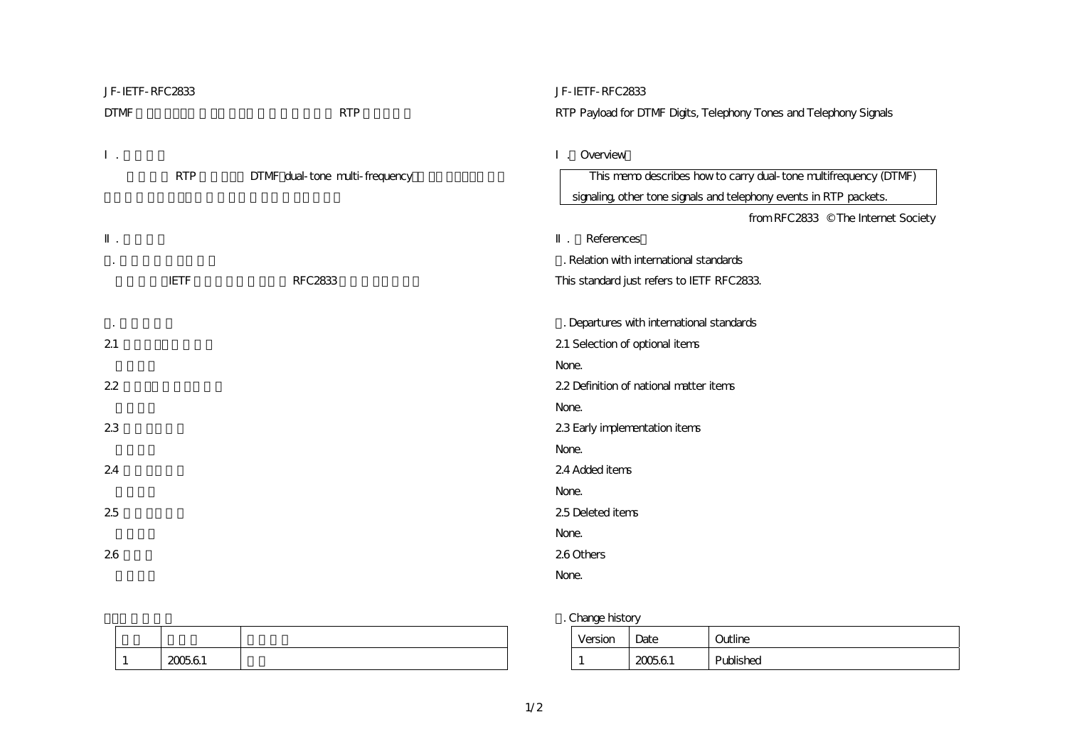JF-IETF-RFC2833

DTMF　　　　　　　　　　　　　　RTP

Ⅰ．

RTP　　　　DTMF（dual-tone multi-frequency）

Ⅱ．

．

IETF　　　　　　　RFC2833

．

2.1

2.2

2.3

2.4

2.5

2.6

| | | |
|---|---|---|
| 1 | 2005.6.1 | |

JF-IETF-RFC2833

RTP Payload for DTMF Digits, Telephony Tones and Telephony Signals

Ⅰ．Overview

> This memo describes how to carry dual-tone multifrequency (DTMF) signaling, other tone signals and telephony events in RTP packets.

from RFC2833 © The Internet Society

Ⅱ．References

．Relation with international standards

This standard just refers to IETF RFC2833.

．Departures with international standards

2.1 Selection of optional items

None.

2.2 Definition of national matter items

None.

2.3 Early implementation items

None.

2.4 Added items

None.

2.5 Deleted items

None.

2.6 Others

None.

．Change history

| Version | Date | Outline |
|---|---|---|
| 1 | 2005.6.1 | Published |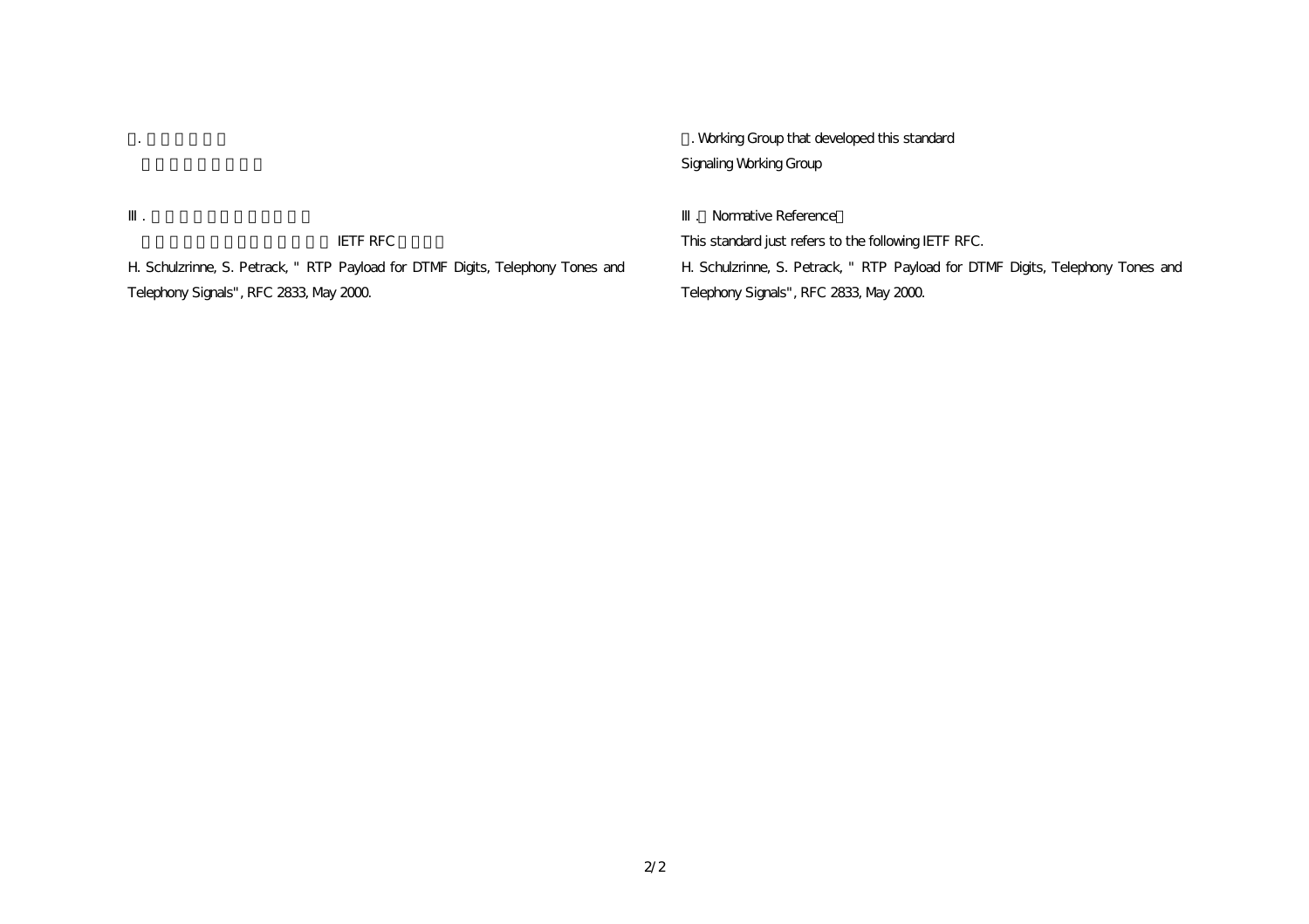．

Ⅲ．

IETF RFC

H. Schulzrinne, S. Petrack, " RTP Payload for DTMF Digits, Telephony Tones and Telephony Signals", RFC 2833, May 2000.

．Working Group that developed this standard

Signaling Working Group

Ⅲ．Normative Reference

This standard just refers to the following IETF RFC.

H. Schulzrinne, S. Petrack, " RTP Payload for DTMF Digits, Telephony Tones and Telephony Signals", RFC 2833, May 2000.